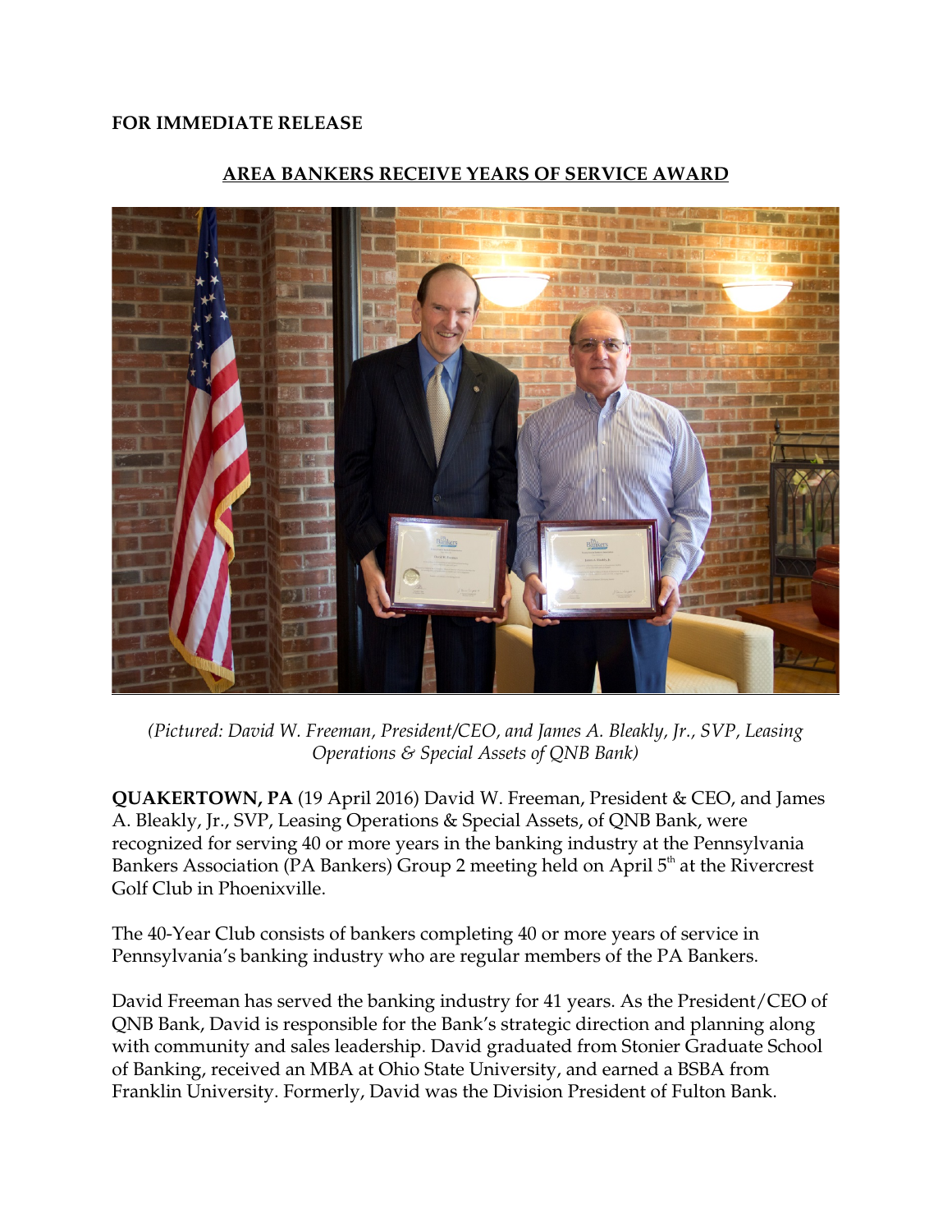**FOR IMMEDIATE RELEASE**

## AREA BANKERS RECEIVE YEARS OF SERVICE AWARD

*(Pictured: David W. Freeman, President/CEO, and James A. Bleakly, Jr., SVP, Leasing Operations & Special Assets of QNB Bank)*

**QUAKERTOWN, PA** (19 April 2016) David W. Freeman, President & CEO, and James A. Bleakly, Jr., SVP, Leasing Operations & Special Assets, of QNB Bank, were recognized for serving 40 or more years in the banking industry at the Pennsylvania Bankers Association (PA Bankers) Group 2 meeting held on April 5th at the Rivercrest Golf Club in Phoenixville.

The 40-Year Club consists of bankers completing 40 or more years of service in Pennsylvania's banking industry who are regular members of the PA Bankers.

David Freeman has served the banking industry for 41 years. As the President/CEO of QNB Bank, David is responsible for the Bank's strategic direction and planning along with community and sales leadership. David graduated from Stonier Graduate School of Banking, received an MBA at Ohio State University, and earned a BSBA from Franklin University. Formerly, David was the Division President of Fulton Bank.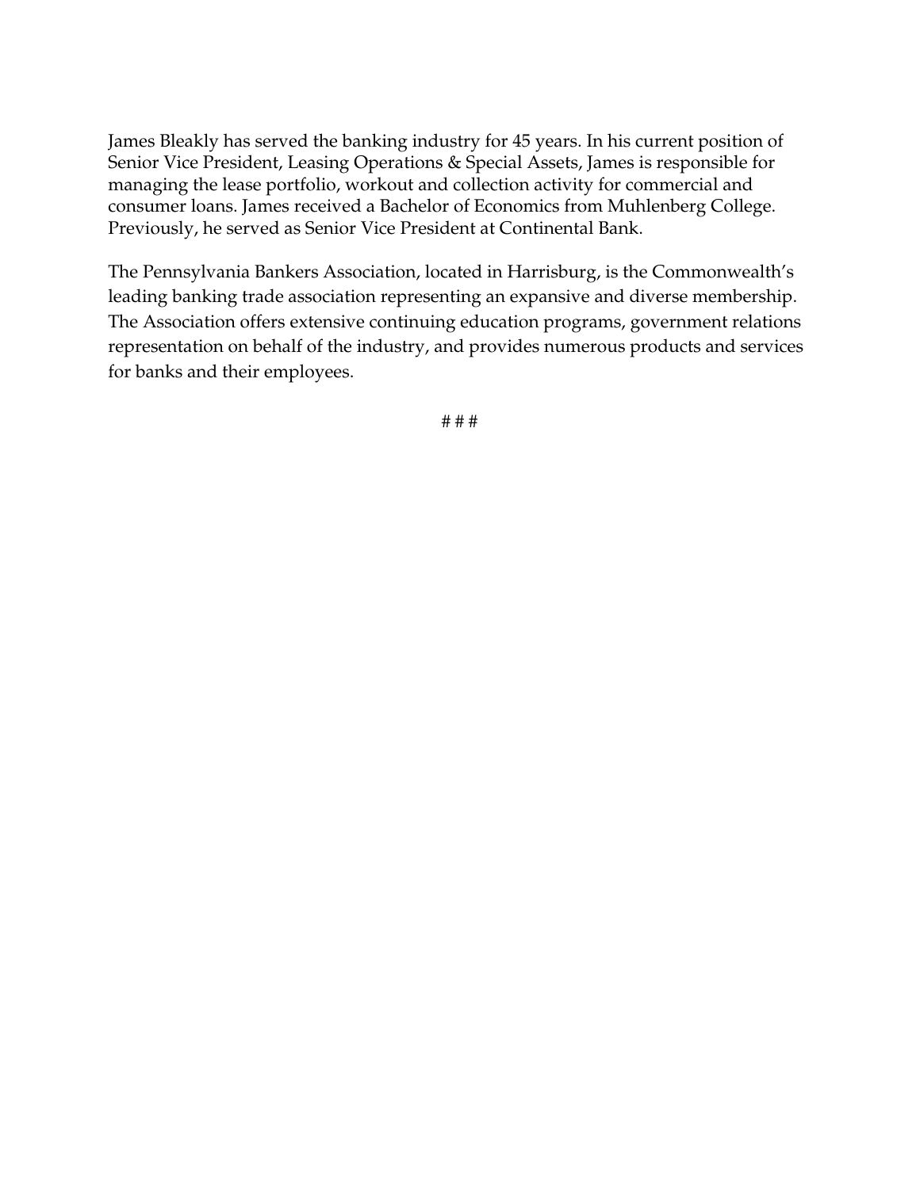James Bleakly has served the banking industry for 45 years. In his current position of Senior Vice President, Leasing Operations & Special Assets, James is responsible for managing the lease portfolio, workout and collection activity for commercial and consumer loans. James received a Bachelor of Economics from Muhlenberg College. Previously, he served as Senior Vice President at Continental Bank.

The Pennsylvania Bankers Association, located in Harrisburg, is the Commonwealth's leading banking trade association representing an expansive and diverse membership. The Association offers extensive continuing education programs, government relations representation on behalf of the industry, and provides numerous products and services for banks and their employees.

# # #